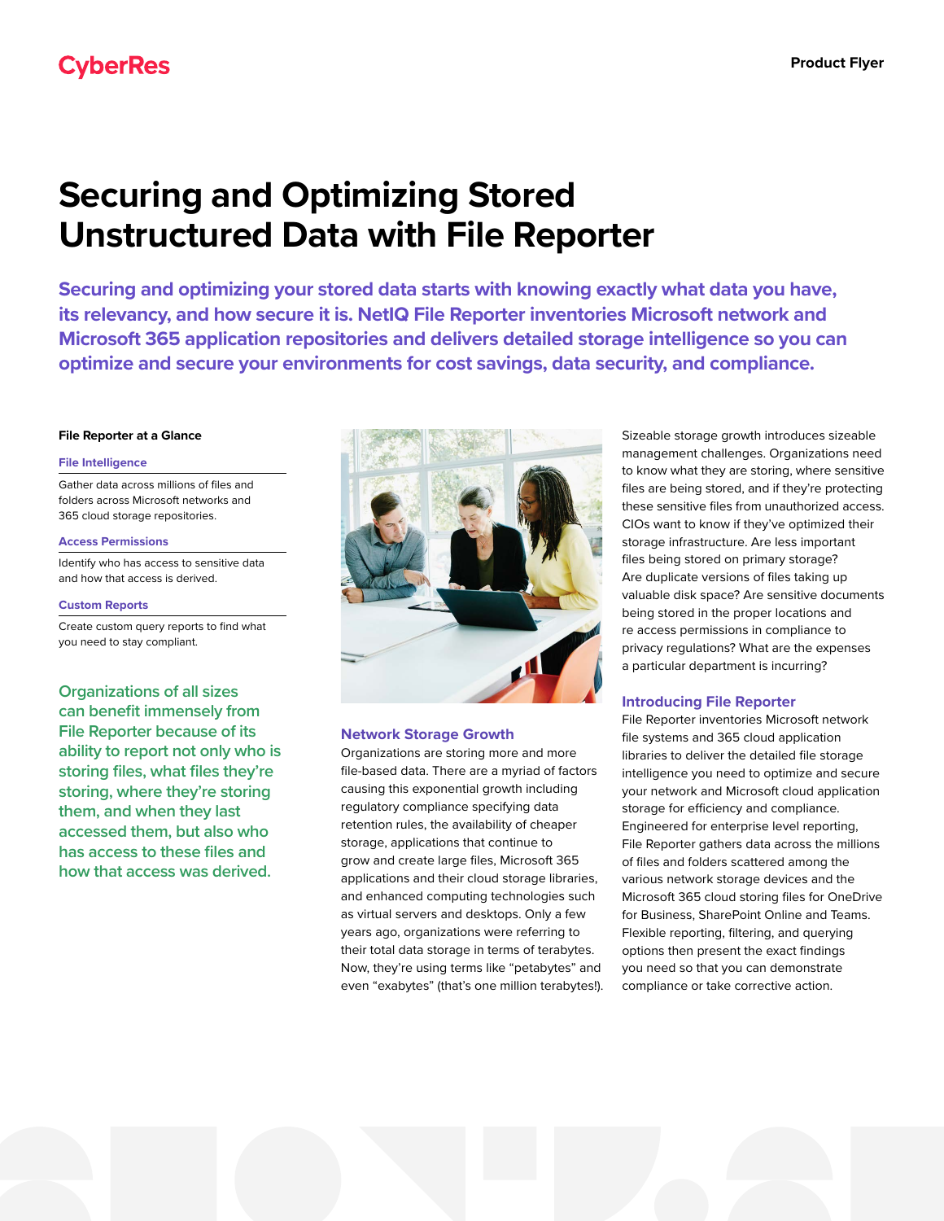CyberRes

Product Flyer

# Securing and Optimizing Stored Unstructured Data with File Reporter

**Securing and optimizing your stored data starts with knowing exactly what data you have, its relevancy, and how secure it is. NetIQ File Reporter inventories Microsoft network and Microsoft 365 application repositories and delivers detailed storage intelligence so you can optimize and secure your environments for cost savings, data security, and compliance.**

### File Reporter at a Glance

**File Intelligence**

Gather data across millions of files and folders across Microsoft networks and 365 cloud storage repositories.

**Access Permissions**

Identify who has access to sensitive data and how that access is derived.

**Custom Reports**

Create custom query reports to find what you need to stay compliant.

Organizations of all sizes can benefit immensely from File Reporter because of its ability to report not only who is storing files, what files they're storing, where they're storing them, and when they last accessed them, but also who has access to these files and how that access was derived.

## Network Storage Growth

Organizations are storing more and more file-based data. There are a myriad of factors causing this exponential growth including regulatory compliance specifying data retention rules, the availability of cheaper storage, applications that continue to grow and create large files, Microsoft 365 applications and their cloud storage libraries, and enhanced computing technologies such as virtual servers and desktops. Only a few years ago, organizations were referring to their total data storage in terms of terabytes. Now, they're using terms like "petabytes" and even "exabytes" (that's one million terabytes!).

Sizeable storage growth introduces sizeable management challenges. Organizations need to know what they are storing, where sensitive files are being stored, and if they're protecting these sensitive files from unauthorized access. CIOs want to know if they've optimized their storage infrastructure. Are less important files being stored on primary storage? Are duplicate versions of files taking up valuable disk space? Are sensitive documents being stored in the proper locations and re access permissions in compliance to privacy regulations? What are the expenses a particular department is incurring?

## Introducing File Reporter

File Reporter inventories Microsoft network file systems and 365 cloud application libraries to deliver the detailed file storage intelligence you need to optimize and secure your network and Microsoft cloud application storage for efficiency and compliance. Engineered for enterprise level reporting, File Reporter gathers data across the millions of files and folders scattered among the various network storage devices and the Microsoft 365 cloud storing files for OneDrive for Business, SharePoint Online and Teams. Flexible reporting, filtering, and querying options then present the exact findings you need so that you can demonstrate compliance or take corrective action.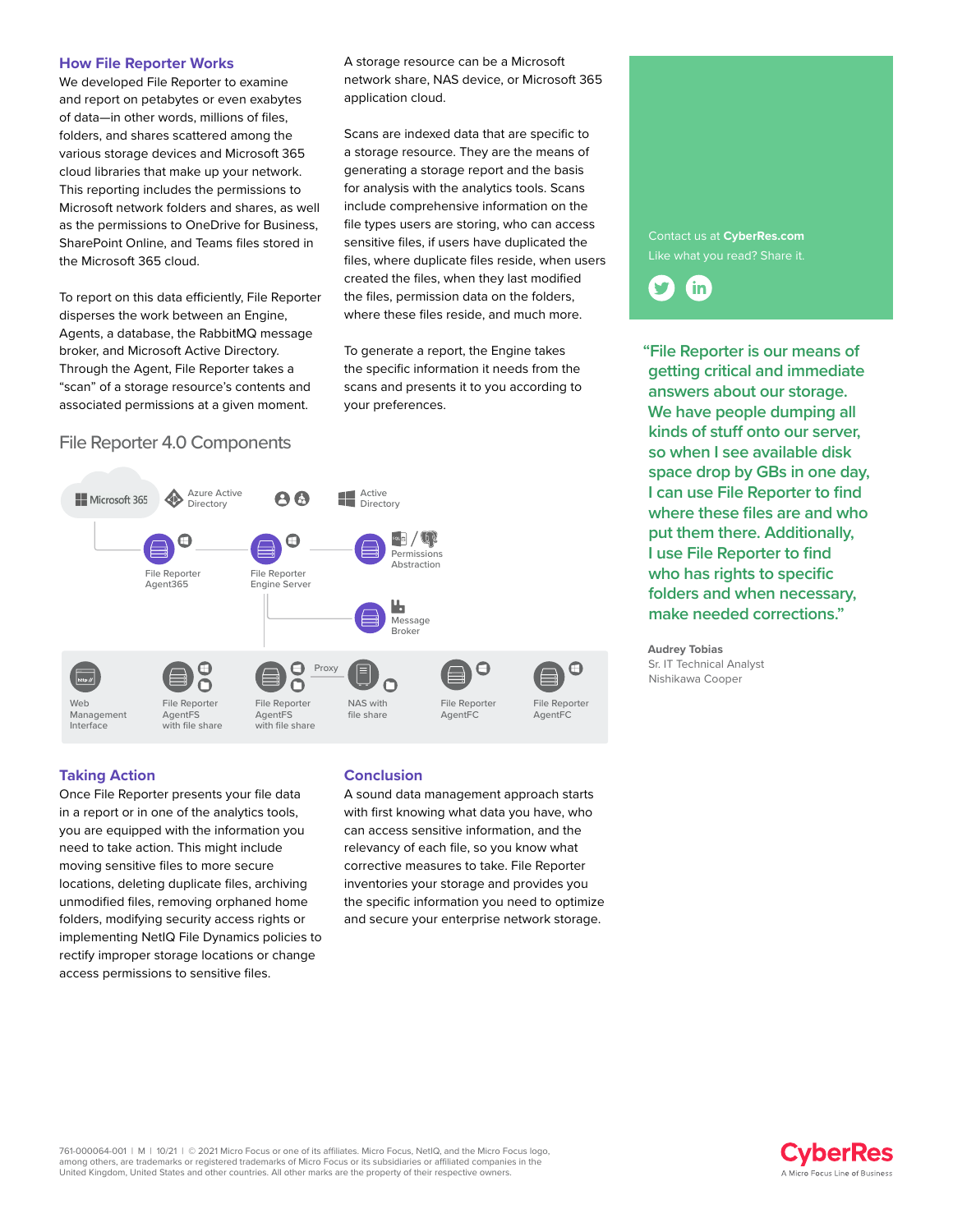## How File Reporter Works

We developed File Reporter to examine and report on petabytes or even exabytes of data—in other words, millions of files, folders, and shares scattered among the various storage devices and Microsoft 365 cloud libraries that make up your network. This reporting includes the permissions to Microsoft network folders and shares, as well as the permissions to OneDrive for Business, SharePoint Online, and Teams files stored in the Microsoft 365 cloud.

To report on this data efficiently, File Reporter disperses the work between an Engine, Agents, a database, the RabbitMQ message broker, and Microsoft Active Directory. Through the Agent, File Reporter takes a "scan" of a storage resource's contents and associated permissions at a given moment.

A storage resource can be a Microsoft network share, NAS device, or Microsoft 365 application cloud.

Scans are indexed data that are specific to a storage resource. They are the means of generating a storage report and the basis for analysis with the analytics tools. Scans include comprehensive information on the file types users are storing, who can access sensitive files, if users have duplicated the files, where duplicate files reside, when users created the files, when they last modified the files, permission data on the folders, where these files reside, and much more.

To generate a report, the Engine takes the specific information it needs from the scans and presents it to you according to your preferences.

### File Reporter 4.0 Components

Microsoft 365
Azure Active Directory
Active Directory
File Reporter Agent365
File Reporter Engine Server
Permissions Abstraction
Message Broker
Web Management Interface
File Reporter AgentFS with file share
File Reporter AgentFS with file share
Proxy
NAS with file share
File Reporter AgentFC
File Reporter AgentFC

## Taking Action

Once File Reporter presents your file data in a report or in one of the analytics tools, you are equipped with the information you need to take action. This might include moving sensitive files to more secure locations, deleting duplicate files, archiving unmodified files, removing orphaned home folders, modifying security access rights or implementing NetIQ File Dynamics policies to rectify improper storage locations or change access permissions to sensitive files.

## Conclusion

A sound data management approach starts with first knowing what data you have, who can access sensitive information, and the relevancy of each file, so you know what corrective measures to take. File Reporter inventories your storage and provides you the specific information you need to optimize and secure your enterprise network storage.

Contact us at **CyberRes.com**
Like what you read? Share it.

"File Reporter is our means of getting critical and immediate answers about our storage. We have people dumping all kinds of stuff onto our server, so when I see available disk space drop by GBs in one day, I can use File Reporter to find where these files are and who put them there. Additionally, I use File Reporter to find who has rights to specific folders and when necessary, make needed corrections."

**Audrey Tobias**
Sr. IT Technical Analyst
Nishikawa Cooper

761-000064-001 | M | 10/21 | © 2021 Micro Focus or one of its affiliates. Micro Focus, NetIQ, and the Micro Focus logo, among others, are trademarks or registered trademarks of Micro Focus or its subsidiaries or affiliated companies in the United Kingdom, United States and other countries. All other marks are the property of their respective owners.

CyberRes
A Micro Focus Line of Business